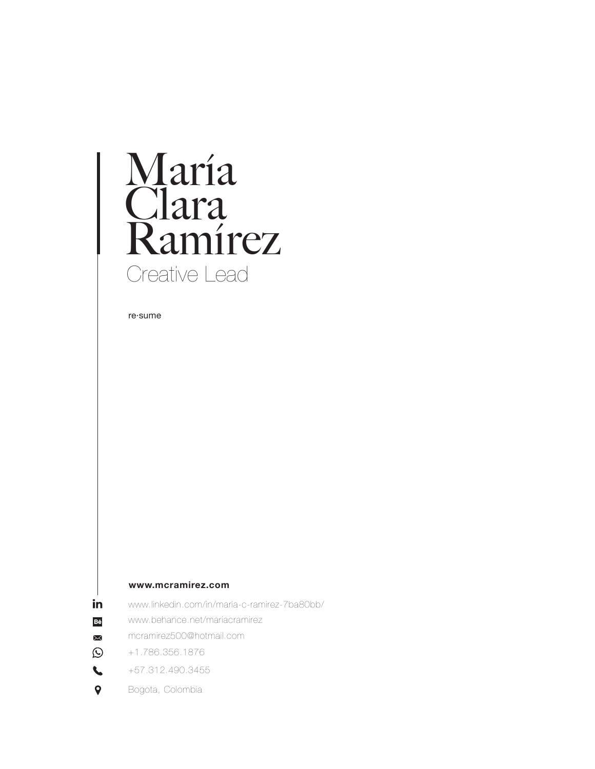# María Clara Ramírez

## Creative Lead

re·sume

**www.mcramirez.com**

- www.linkedin.com/in/maria-c-ramirez-7ba80bb/
- www.behance.net/mariacramirez
- mcramirez500@hotmail.com
- +1.786.356.1876
- +57.312.490.3455
- Bogota, Colombia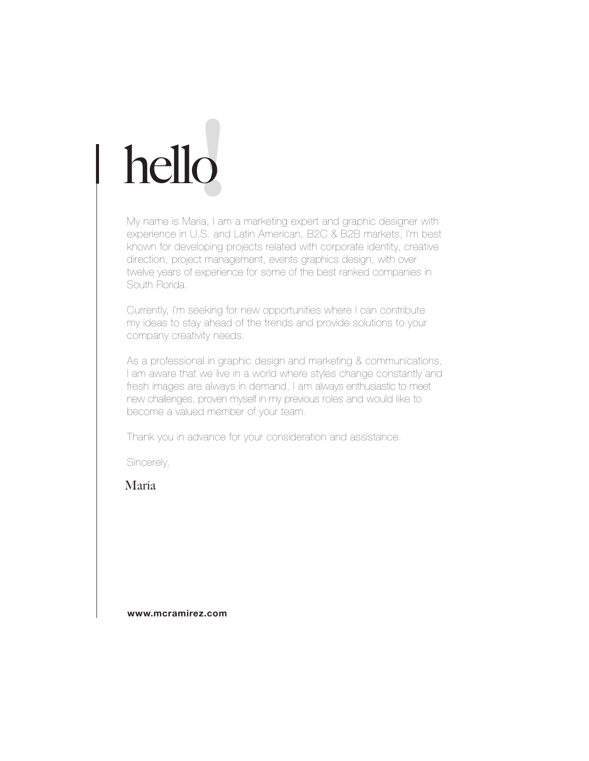# hello!

My name is Maria, I am a marketing expert and graphic designer with experience in U.S. and Latin American, B2C & B2B markets, I'm best known for developing projects related with corporate identity, creative direction, project management, events graphics design, with over twelve years of experience for some of the best ranked companies in South Florida.

Currently, I'm seeking for new opportunities where I can contribute my ideas to stay ahead of the trends and provide solutions to your company creativity needs.

As a professional in graphic design and marketing & communications, I am aware that we live in a world where styles change constantly and fresh images are always in demand, I am always enthusiastic to meet new challenges, proven myself in my previous roles and would like to become a valued member of your team.

Thank you in advance for your consideration and assistance.

Sincerely,

María

**www.mcramirez.com**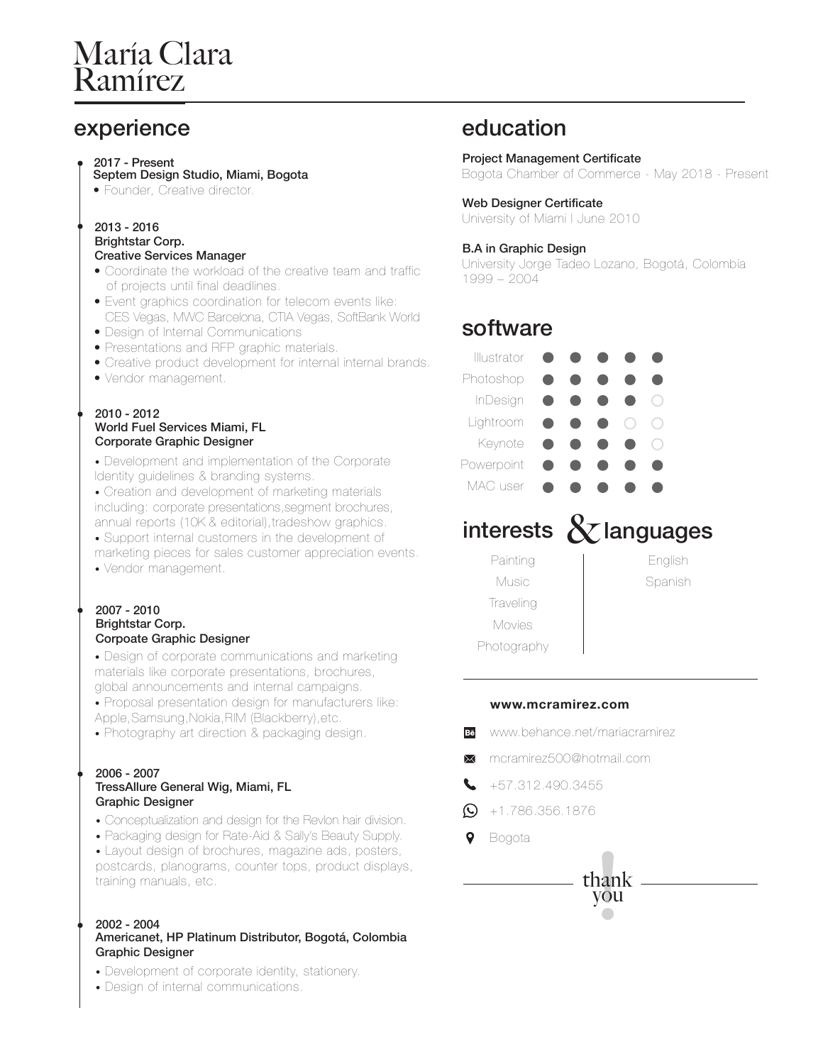# María Clara Ramírez

## experience

**2017 - Present**
**Septem Design Studio, Miami, Bogota**
- Founder, Creative director.

**2013 - 2016**
**Brightstar Corp.**
**Creative Services Manager**
- Coordinate the workload of the creative team and traffic of projects until final deadlines.
- Event graphics coordination for telecom events like: CES Vegas, MWC Barcelona, CTIA Vegas, SoftBank World
- Design of Internal Communications
- Presentations and RFP graphic materials.
- Creative product development for internal internal brands.
- Vendor management.

**2010 - 2012**
**World Fuel Services Miami, FL**
**Corporate Graphic Designer**
- Development and implementation of the Corporate Identity guidelines & branding systems.
- Creation and development of marketing materials including: corporate presentations,segment brochures, annual reports (10K & editorial),tradeshow graphics.
- Support internal customers in the development of marketing pieces for sales customer appreciation events.
- Vendor management.

**2007 - 2010**
**Brightstar Corp.**
**Corpoate Graphic Designer**
- Design of corporate communications and marketing materials like corporate presentations, brochures, global announcements and internal campaigns.
- Proposal presentation design for manufacturers like: Apple,Samsung,Nokia,RIM (Blackberry),etc.
- Photography art direction & packaging design.

**2006 - 2007**
**TressAllure General Wig, Miami, FL**
**Graphic Designer**
- Conceptualization and design for the Revlon hair division.
- Packaging design for Rate-Aid & Sally's Beauty Supply.
- Layout design of brochures, magazine ads, posters, postcards, planograms, counter tops, product displays, training manuals, etc.

**2002 - 2004**
**Americanet, HP Platinum Distributor, Bogotá, Colombia**
**Graphic Designer**
- Development of corporate identity, stationery.
- Design of internal communications.

## education

**Project Management Certificate**
Bogota Chamber of Commerce - May 2018 - Present

**Web Designer Certificate**
University of Miami I June 2010

**B.A in Graphic Design**
University Jorge Tadeo Lozano, Bogotá, Colombia
1999 – 2004

## software

| Software | Level |
|---|---|
| Illustrator | ●●●●● |
| Photoshop | ●●●●● |
| InDesign | ●●●●○ |
| Lightroom | ●●●○○ |
| Keynote | ●●●●○ |
| Powerpoint | ●●●●● |
| MAC user | ●●●●● |

## interests & languages

| Interests | Languages |
|---|---|
| Painting | English |
| Music | Spanish |
| Traveling | |
| Movies | |
| Photography | |

**www.mcramirez.com**

- www.behance.net/mariacramirez
- mcramirez500@hotmail.com
- +57.312.490.3455
- +1.786.356.1876
- Bogota

thank you!